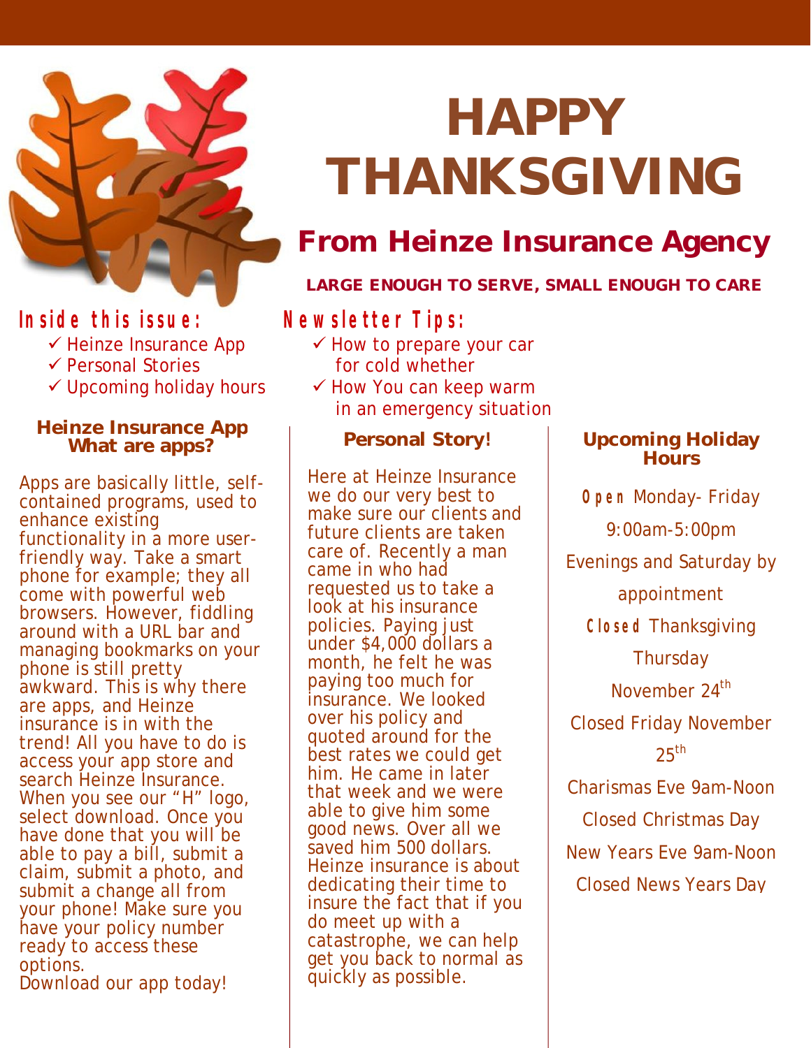// 
# HAPPY THANKSGIVING

## From Heinze Insurance Agency

**LARGE ENOUGH TO SERVE, SMALL ENOUGH TO CARE**

**Inside this issue:**

- ✓ Heinze Insurance App
- ✓ Personal Stories
- ✓ Upcoming holiday hours

**Newsletter Tips:**

- ✓ How to prepare your car for cold whether
- ✓ How You can keep warm in an emergency situation

### Heinze Insurance App What are apps?

Apps are basically little, self-contained programs, used to enhance existing functionality in a more user-friendly way. Take a smart phone for example; they all come with powerful web browsers. However, fiddling around with a URL bar and managing bookmarks on your phone is still pretty awkward. This is why there are apps, and Heinze insurance is in with the trend! All you have to do is access your app store and search Heinze Insurance. When you see our "H" logo, select download. Once you have done that you will be able to pay a bill, submit a claim, submit a photo, and submit a change all from your phone! Make sure you have your policy number ready to access these options.
Download our app today!

### Personal Story!

Here at Heinze Insurance we do our very best to make sure our clients and future clients are taken care of. Recently a man came in who had requested us to take a look at his insurance policies. Paying just under $4,000 dollars a month, he felt he was paying too much for insurance. We looked over his policy and quoted around for the best rates we could get him. He came in later that week and we were able to give him some good news. Over all we saved him 500 dollars. Heinze insurance is about dedicating their time to insure the fact that if you do meet up with a catastrophe, we can help get you back to normal as quickly as possible.

### Upcoming Holiday Hours

**Open** Monday- Friday

9:00am-5:00pm

Evenings and Saturday by appointment

**Closed** Thanksgiving Thursday November 24th

Closed Friday November 25th

Charismas Eve 9am-Noon

Closed Christmas Day

New Years Eve 9am-Noon

Closed News Years Day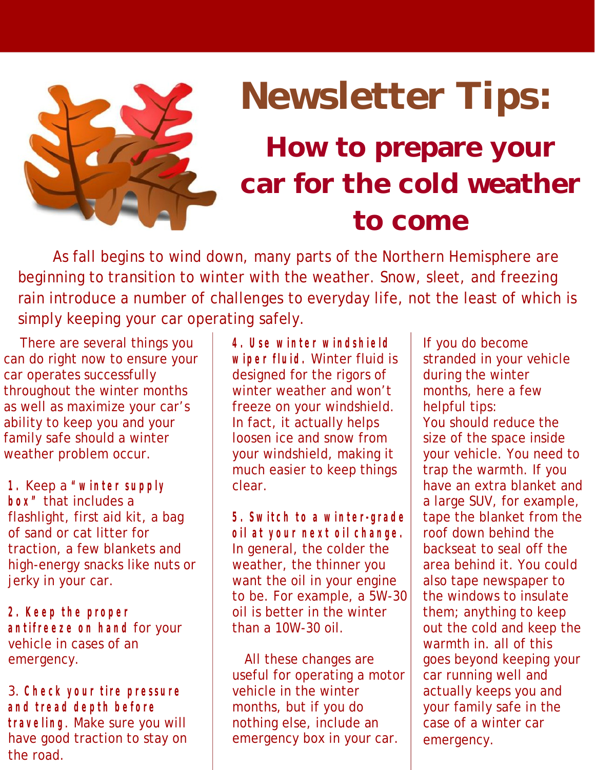# Newsletter Tips:

## How to prepare your car for the cold weather to come

As fall begins to wind down, many parts of the Northern Hemisphere are beginning to transition to winter with the weather. Snow, sleet, and freezing rain introduce a number of challenges to everyday life, not the least of which is simply keeping your car operating safely.

There are several things you can do right now to ensure your car operates successfully throughout the winter months as well as maximize your car's ability to keep you and your family safe should a winter weather problem occur.

1. Keep a **"winter supply box"** that includes a flashlight, first aid kit, a bag of sand or cat litter for traction, a few blankets and high-energy snacks like nuts or jerky in your car.

2. **Keep the proper antifreeze on hand** for your vehicle in cases of an emergency.

3. **Check your tire pressure and tread depth before traveling.** Make sure you will have good traction to stay on the road.

4. **Use winter windshield wiper fluid.** Winter fluid is designed for the rigors of winter weather and won't freeze on your windshield. In fact, it actually helps loosen ice and snow from your windshield, making it much easier to keep things clear.

5. **Switch to a winter-grade oil at your next oil change.** In general, the colder the weather, the thinner you want the oil in your engine to be. For example, a 5W-30 oil is better in the winter than a 10W-30 oil.

All these changes are useful for operating a motor vehicle in the winter months, but if you do nothing else, include an emergency box in your car.

If you do become stranded in your vehicle during the winter months, here a few helpful tips:
You should reduce the size of the space inside your vehicle. You need to trap the warmth. If you have an extra blanket and a large SUV, for example, tape the blanket from the roof down behind the backseat to seal off the area behind it. You could also tape newspaper to the windows to insulate them; anything to keep out the cold and keep the warmth in. all of this goes beyond keeping your car running well and actually keeps you and your family safe in the case of a winter car emergency.